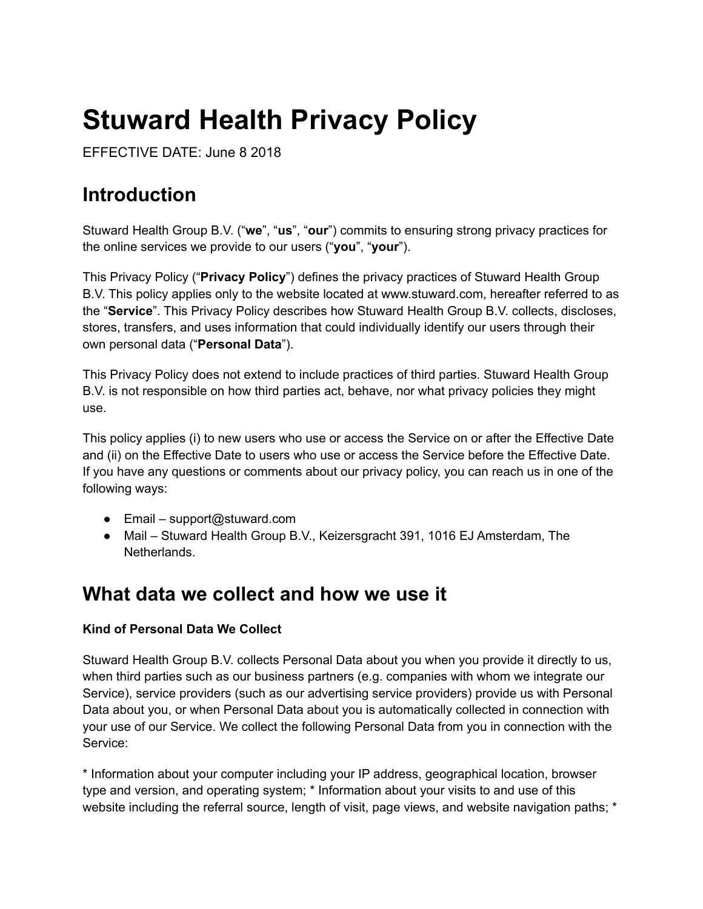# Stuward Health Privacy Policy

EFFECTIVE DATE: June 8 2018

## Introduction

Stuward Health Group B.V. ("**we**", "**us**", "**our**") commits to ensuring strong privacy practices for the online services we provide to our users ("**you**", "**your**").

This Privacy Policy ("**Privacy Policy**") defines the privacy practices of Stuward Health Group B.V. This policy applies only to the website located at www.stuward.com, hereafter referred to as the "**Service**". This Privacy Policy describes how Stuward Health Group B.V. collects, discloses, stores, transfers, and uses information that could individually identify our users through their own personal data ("**Personal Data**").

This Privacy Policy does not extend to include practices of third parties. Stuward Health Group B.V. is not responsible on how third parties act, behave, nor what privacy policies they might use.

This policy applies (i) to new users who use or access the Service on or after the Effective Date and (ii) on the Effective Date to users who use or access the Service before the Effective Date. If you have any questions or comments about our privacy policy, you can reach us in one of the following ways:

- Email – support@stuward.com
- Mail – Stuward Health Group B.V., Keizersgracht 391, 1016 EJ Amsterdam, The Netherlands.

## What data we collect and how we use it

**Kind of Personal Data We Collect**

Stuward Health Group B.V. collects Personal Data about you when you provide it directly to us, when third parties such as our business partners (e.g. companies with whom we integrate our Service), service providers (such as our advertising service providers) provide us with Personal Data about you, or when Personal Data about you is automatically collected in connection with your use of our Service. We collect the following Personal Data from you in connection with the Service:

* Information about your computer including your IP address, geographical location, browser type and version, and operating system; * Information about your visits to and use of this website including the referral source, length of visit, page views, and website navigation paths; *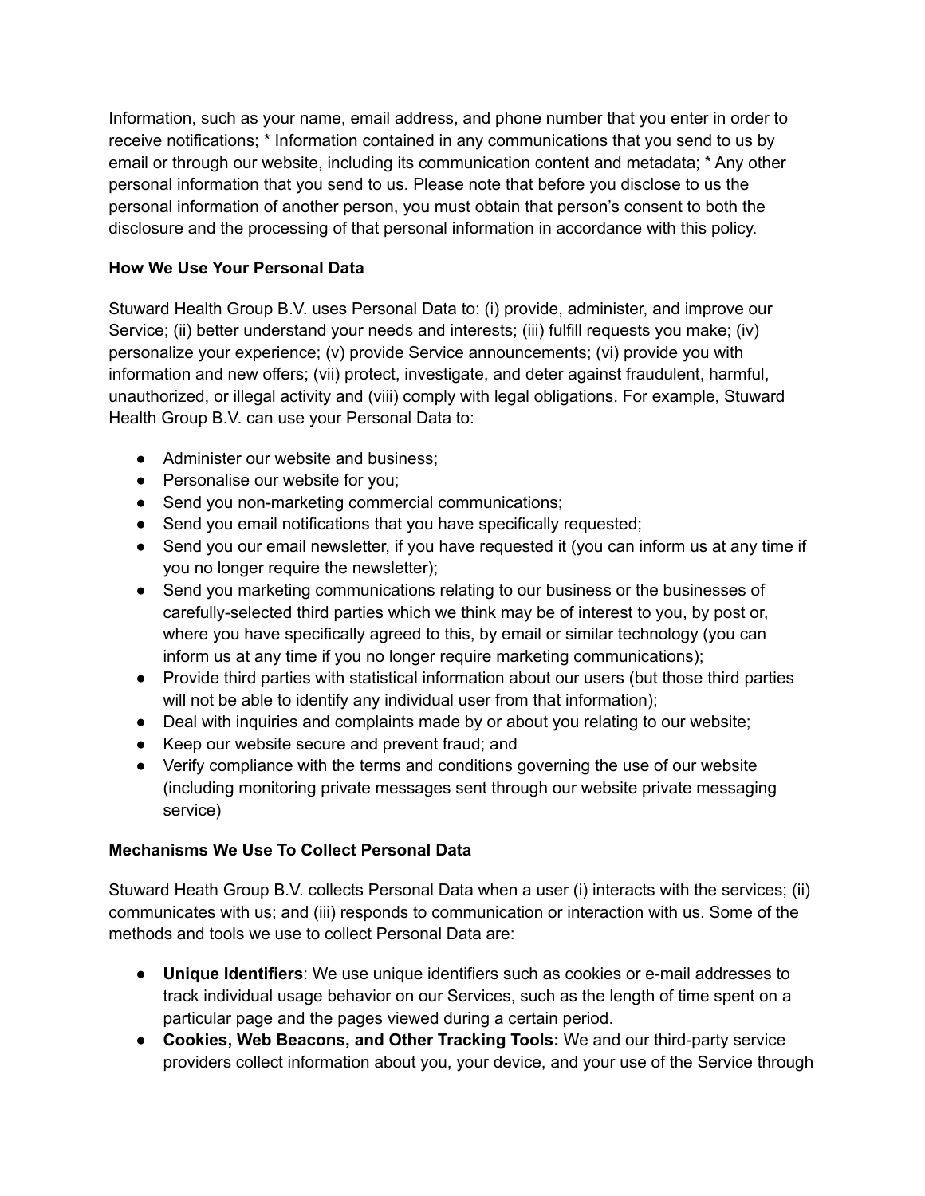Information, such as your name, email address, and phone number that you enter in order to receive notifications; * Information contained in any communications that you send to us by email or through our website, including its communication content and metadata; * Any other personal information that you send to us. Please note that before you disclose to us the personal information of another person, you must obtain that person's consent to both the disclosure and the processing of that personal information in accordance with this policy.

**How We Use Your Personal Data**

Stuward Health Group B.V. uses Personal Data to: (i) provide, administer, and improve our Service; (ii) better understand your needs and interests; (iii) fulfill requests you make; (iv) personalize your experience; (v) provide Service announcements; (vi) provide you with information and new offers; (vii) protect, investigate, and deter against fraudulent, harmful, unauthorized, or illegal activity and (viii) comply with legal obligations. For example, Stuward Health Group B.V. can use your Personal Data to:

- Administer our website and business;
- Personalise our website for you;
- Send you non-marketing commercial communications;
- Send you email notifications that you have specifically requested;
- Send you our email newsletter, if you have requested it (you can inform us at any time if you no longer require the newsletter);
- Send you marketing communications relating to our business or the businesses of carefully-selected third parties which we think may be of interest to you, by post or, where you have specifically agreed to this, by email or similar technology (you can inform us at any time if you no longer require marketing communications);
- Provide third parties with statistical information about our users (but those third parties will not be able to identify any individual user from that information);
- Deal with inquiries and complaints made by or about you relating to our website;
- Keep our website secure and prevent fraud; and
- Verify compliance with the terms and conditions governing the use of our website (including monitoring private messages sent through our website private messaging service)

**Mechanisms We Use To Collect Personal Data**

Stuward Heath Group B.V. collects Personal Data when a user (i) interacts with the services; (ii) communicates with us; and (iii) responds to communication or interaction with us. Some of the methods and tools we use to collect Personal Data are:

- **Unique Identifiers**: We use unique identifiers such as cookies or e-mail addresses to track individual usage behavior on our Services, such as the length of time spent on a particular page and the pages viewed during a certain period.
- **Cookies, Web Beacons, and Other Tracking Tools:** We and our third-party service providers collect information about you, your device, and your use of the Service through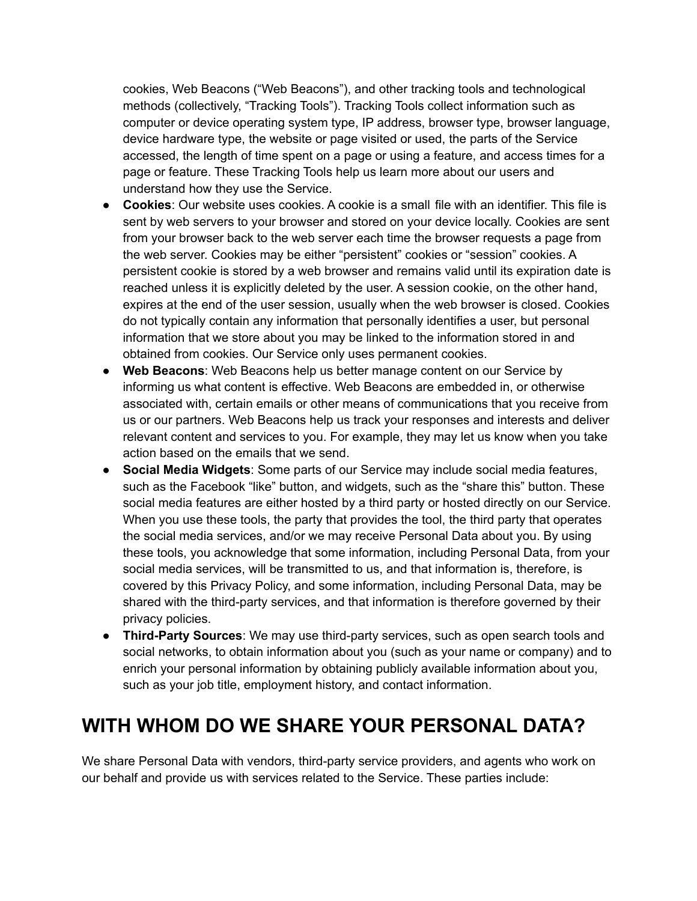cookies, Web Beacons ("Web Beacons"), and other tracking tools and technological methods (collectively, "Tracking Tools"). Tracking Tools collect information such as computer or device operating system type, IP address, browser type, browser language, device hardware type, the website or page visited or used, the parts of the Service accessed, the length of time spent on a page or using a feature, and access times for a page or feature. These Tracking Tools help us learn more about our users and understand how they use the Service.

- **Cookies**: Our website uses cookies. A cookie is a small file with an identifier. This file is sent by web servers to your browser and stored on your device locally. Cookies are sent from your browser back to the web server each time the browser requests a page from the web server. Cookies may be either "persistent" cookies or "session" cookies. A persistent cookie is stored by a web browser and remains valid until its expiration date is reached unless it is explicitly deleted by the user. A session cookie, on the other hand, expires at the end of the user session, usually when the web browser is closed. Cookies do not typically contain any information that personally identifies a user, but personal information that we store about you may be linked to the information stored in and obtained from cookies. Our Service only uses permanent cookies.
- **Web Beacons**: Web Beacons help us better manage content on our Service by informing us what content is effective. Web Beacons are embedded in, or otherwise associated with, certain emails or other means of communications that you receive from us or our partners. Web Beacons help us track your responses and interests and deliver relevant content and services to you. For example, they may let us know when you take action based on the emails that we send.
- **Social Media Widgets**: Some parts of our Service may include social media features, such as the Facebook "like" button, and widgets, such as the "share this" button. These social media features are either hosted by a third party or hosted directly on our Service. When you use these tools, the party that provides the tool, the third party that operates the social media services, and/or we may receive Personal Data about you. By using these tools, you acknowledge that some information, including Personal Data, from your social media services, will be transmitted to us, and that information is, therefore, is covered by this Privacy Policy, and some information, including Personal Data, may be shared with the third-party services, and that information is therefore governed by their privacy policies.
- **Third-Party Sources**: We may use third-party services, such as open search tools and social networks, to obtain information about you (such as your name or company) and to enrich your personal information by obtaining publicly available information about you, such as your job title, employment history, and contact information.

# WITH WHOM DO WE SHARE YOUR PERSONAL DATA?

We share Personal Data with vendors, third-party service providers, and agents who work on our behalf and provide us with services related to the Service. These parties include: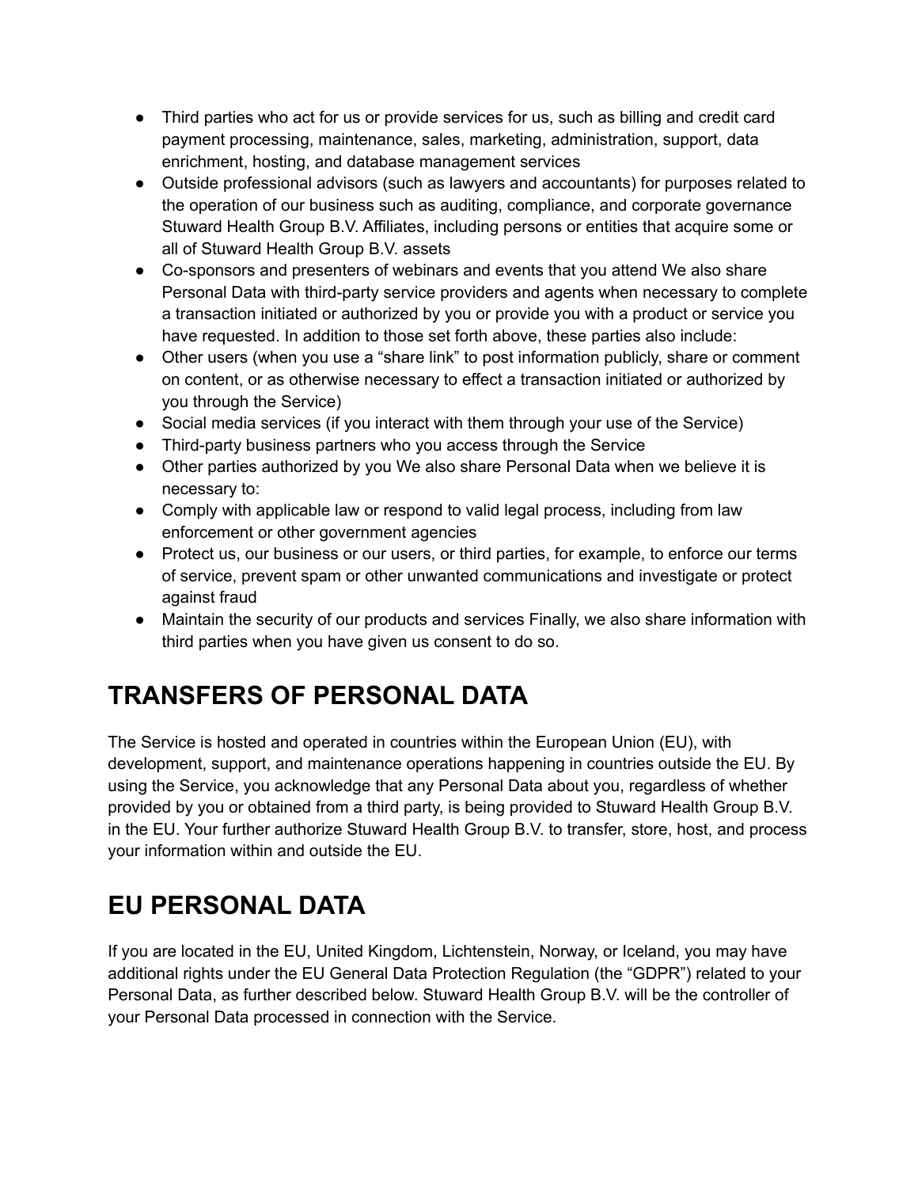- Third parties who act for us or provide services for us, such as billing and credit card payment processing, maintenance, sales, marketing, administration, support, data enrichment, hosting, and database management services
- Outside professional advisors (such as lawyers and accountants) for purposes related to the operation of our business such as auditing, compliance, and corporate governance Stuward Health Group B.V. Affiliates, including persons or entities that acquire some or all of Stuward Health Group B.V. assets
- Co-sponsors and presenters of webinars and events that you attend We also share Personal Data with third-party service providers and agents when necessary to complete a transaction initiated or authorized by you or provide you with a product or service you have requested. In addition to those set forth above, these parties also include:
- Other users (when you use a “share link” to post information publicly, share or comment on content, or as otherwise necessary to effect a transaction initiated or authorized by you through the Service)
- Social media services (if you interact with them through your use of the Service)
- Third-party business partners who you access through the Service
- Other parties authorized by you We also share Personal Data when we believe it is necessary to:
- Comply with applicable law or respond to valid legal process, including from law enforcement or other government agencies
- Protect us, our business or our users, or third parties, for example, to enforce our terms of service, prevent spam or other unwanted communications and investigate or protect against fraud
- Maintain the security of our products and services Finally, we also share information with third parties when you have given us consent to do so.

# TRANSFERS OF PERSONAL DATA

The Service is hosted and operated in countries within the European Union (EU), with development, support, and maintenance operations happening in countries outside the EU. By using the Service, you acknowledge that any Personal Data about you, regardless of whether provided by you or obtained from a third party, is being provided to Stuward Health Group B.V. in the EU. Your further authorize Stuward Health Group B.V. to transfer, store, host, and process your information within and outside the EU.

# EU PERSONAL DATA

If you are located in the EU, United Kingdom, Lichtenstein, Norway, or Iceland, you may have additional rights under the EU General Data Protection Regulation (the “GDPR”) related to your Personal Data, as further described below. Stuward Health Group B.V. will be the controller of your Personal Data processed in connection with the Service.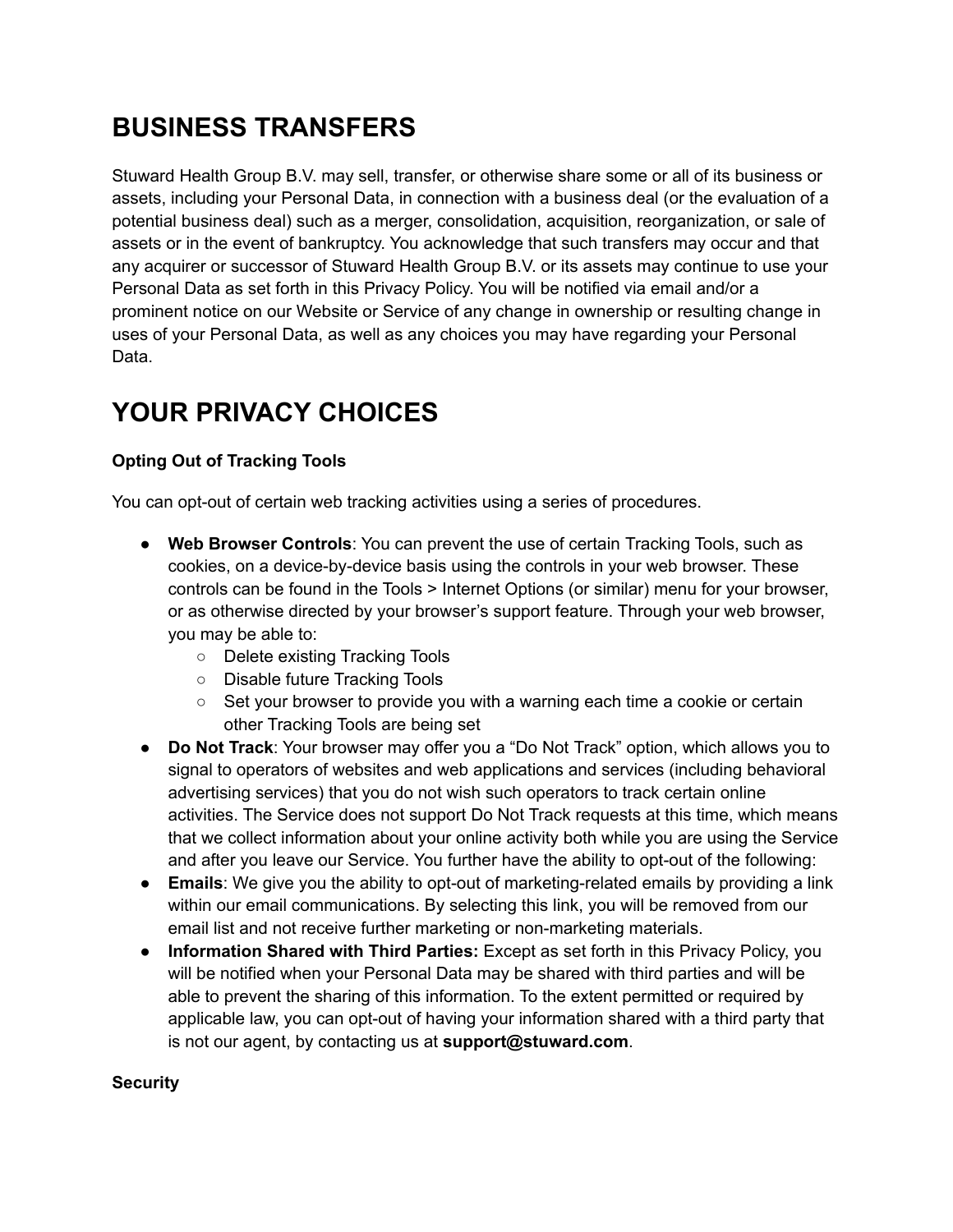# BUSINESS TRANSFERS

Stuward Health Group B.V. may sell, transfer, or otherwise share some or all of its business or assets, including your Personal Data, in connection with a business deal (or the evaluation of a potential business deal) such as a merger, consolidation, acquisition, reorganization, or sale of assets or in the event of bankruptcy. You acknowledge that such transfers may occur and that any acquirer or successor of Stuward Health Group B.V. or its assets may continue to use your Personal Data as set forth in this Privacy Policy. You will be notified via email and/or a prominent notice on our Website or Service of any change in ownership or resulting change in uses of your Personal Data, as well as any choices you may have regarding your Personal Data.

# YOUR PRIVACY CHOICES

**Opting Out of Tracking Tools**

You can opt-out of certain web tracking activities using a series of procedures.

- **Web Browser Controls**: You can prevent the use of certain Tracking Tools, such as cookies, on a device-by-device basis using the controls in your web browser. These controls can be found in the Tools > Internet Options (or similar) menu for your browser, or as otherwise directed by your browser's support feature. Through your web browser, you may be able to:
  - Delete existing Tracking Tools
  - Disable future Tracking Tools
  - Set your browser to provide you with a warning each time a cookie or certain other Tracking Tools are being set
- **Do Not Track**: Your browser may offer you a "Do Not Track" option, which allows you to signal to operators of websites and web applications and services (including behavioral advertising services) that you do not wish such operators to track certain online activities. The Service does not support Do Not Track requests at this time, which means that we collect information about your online activity both while you are using the Service and after you leave our Service. You further have the ability to opt-out of the following:
- **Emails**: We give you the ability to opt-out of marketing-related emails by providing a link within our email communications. By selecting this link, you will be removed from our email list and not receive further marketing or non-marketing materials.
- **Information Shared with Third Parties:** Except as set forth in this Privacy Policy, you will be notified when your Personal Data may be shared with third parties and will be able to prevent the sharing of this information. To the extent permitted or required by applicable law, you can opt-out of having your information shared with a third party that is not our agent, by contacting us at **support@stuward.com**.

**Security**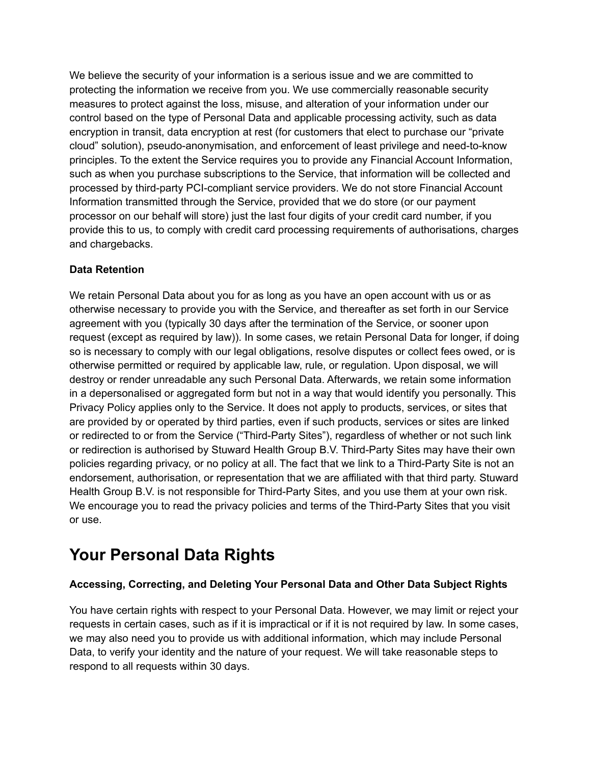We believe the security of your information is a serious issue and we are committed to protecting the information we receive from you. We use commercially reasonable security measures to protect against the loss, misuse, and alteration of your information under our control based on the type of Personal Data and applicable processing activity, such as data encryption in transit, data encryption at rest (for customers that elect to purchase our "private cloud" solution), pseudo-anonymisation, and enforcement of least privilege and need-to-know principles. To the extent the Service requires you to provide any Financial Account Information, such as when you purchase subscriptions to the Service, that information will be collected and processed by third-party PCI-compliant service providers. We do not store Financial Account Information transmitted through the Service, provided that we do store (or our payment processor on our behalf will store) just the last four digits of your credit card number, if you provide this to us, to comply with credit card processing requirements of authorisations, charges and chargebacks.

**Data Retention**

We retain Personal Data about you for as long as you have an open account with us or as otherwise necessary to provide you with the Service, and thereafter as set forth in our Service agreement with you (typically 30 days after the termination of the Service, or sooner upon request (except as required by law)). In some cases, we retain Personal Data for longer, if doing so is necessary to comply with our legal obligations, resolve disputes or collect fees owed, or is otherwise permitted or required by applicable law, rule, or regulation. Upon disposal, we will destroy or render unreadable any such Personal Data. Afterwards, we retain some information in a depersonalised or aggregated form but not in a way that would identify you personally. This Privacy Policy applies only to the Service. It does not apply to products, services, or sites that are provided by or operated by third parties, even if such products, services or sites are linked or redirected to or from the Service ("Third-Party Sites"), regardless of whether or not such link or redirection is authorised by Stuward Health Group B.V. Third-Party Sites may have their own policies regarding privacy, or no policy at all. The fact that we link to a Third-Party Site is not an endorsement, authorisation, or representation that we are affiliated with that third party. Stuward Health Group B.V. is not responsible for Third-Party Sites, and you use them at your own risk. We encourage you to read the privacy policies and terms of the Third-Party Sites that you visit or use.

# Your Personal Data Rights

**Accessing, Correcting, and Deleting Your Personal Data and Other Data Subject Rights**

You have certain rights with respect to your Personal Data. However, we may limit or reject your requests in certain cases, such as if it is impractical or if it is not required by law. In some cases, we may also need you to provide us with additional information, which may include Personal Data, to verify your identity and the nature of your request. We will take reasonable steps to respond to all requests within 30 days.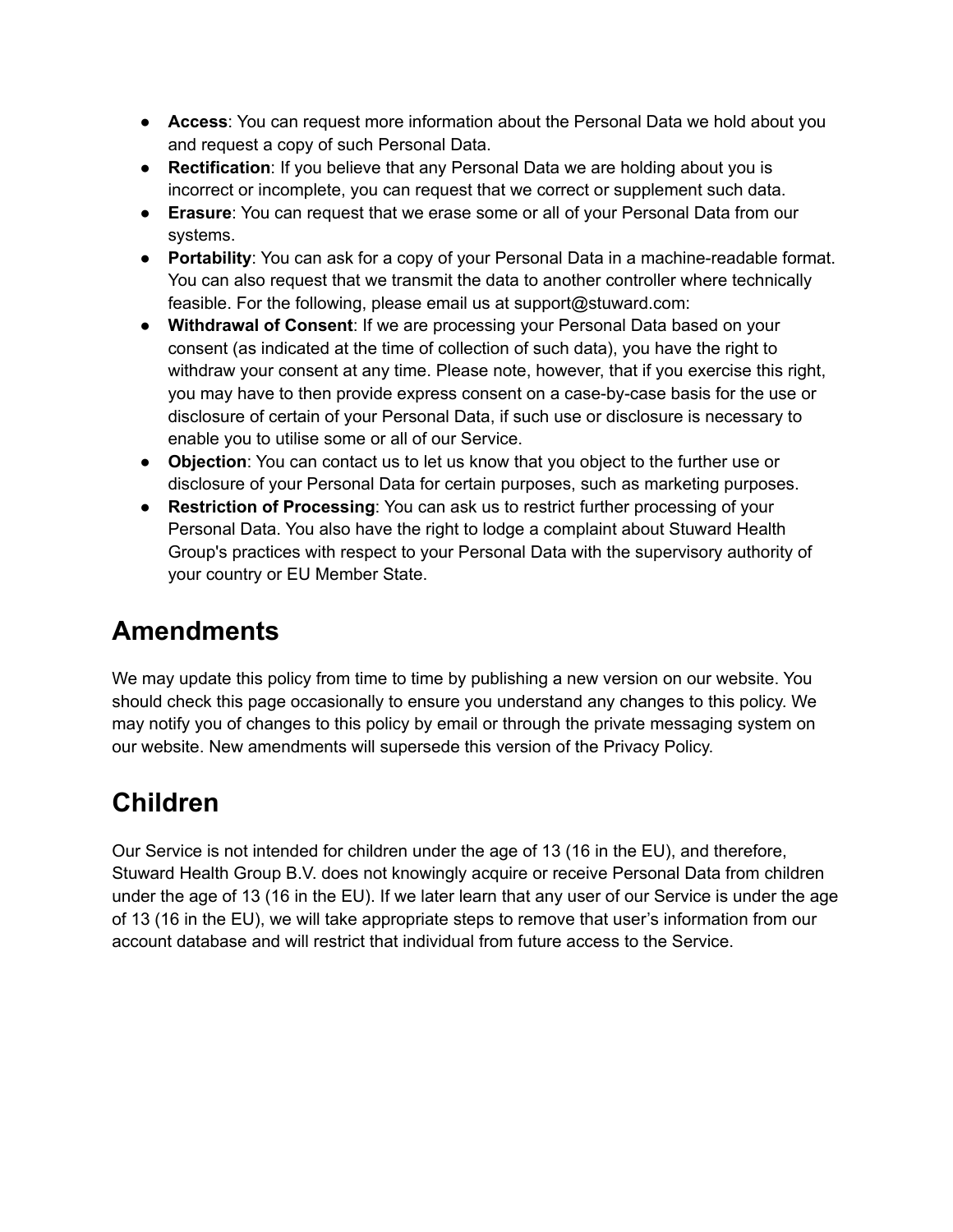- **Access**: You can request more information about the Personal Data we hold about you and request a copy of such Personal Data.
- **Rectification**: If you believe that any Personal Data we are holding about you is incorrect or incomplete, you can request that we correct or supplement such data.
- **Erasure**: You can request that we erase some or all of your Personal Data from our systems.
- **Portability**: You can ask for a copy of your Personal Data in a machine-readable format. You can also request that we transmit the data to another controller where technically feasible. For the following, please email us at support@stuward.com:
- **Withdrawal of Consent**: If we are processing your Personal Data based on your consent (as indicated at the time of collection of such data), you have the right to withdraw your consent at any time. Please note, however, that if you exercise this right, you may have to then provide express consent on a case-by-case basis for the use or disclosure of certain of your Personal Data, if such use or disclosure is necessary to enable you to utilise some or all of our Service.
- **Objection**: You can contact us to let us know that you object to the further use or disclosure of your Personal Data for certain purposes, such as marketing purposes.
- **Restriction of Processing**: You can ask us to restrict further processing of your Personal Data. You also have the right to lodge a complaint about Stuward Health Group's practices with respect to your Personal Data with the supervisory authority of your country or EU Member State.

## Amendments

We may update this policy from time to time by publishing a new version on our website. You should check this page occasionally to ensure you understand any changes to this policy. We may notify you of changes to this policy by email or through the private messaging system on our website. New amendments will supersede this version of the Privacy Policy.

## Children

Our Service is not intended for children under the age of 13 (16 in the EU), and therefore, Stuward Health Group B.V. does not knowingly acquire or receive Personal Data from children under the age of 13 (16 in the EU). If we later learn that any user of our Service is under the age of 13 (16 in the EU), we will take appropriate steps to remove that user's information from our account database and will restrict that individual from future access to the Service.